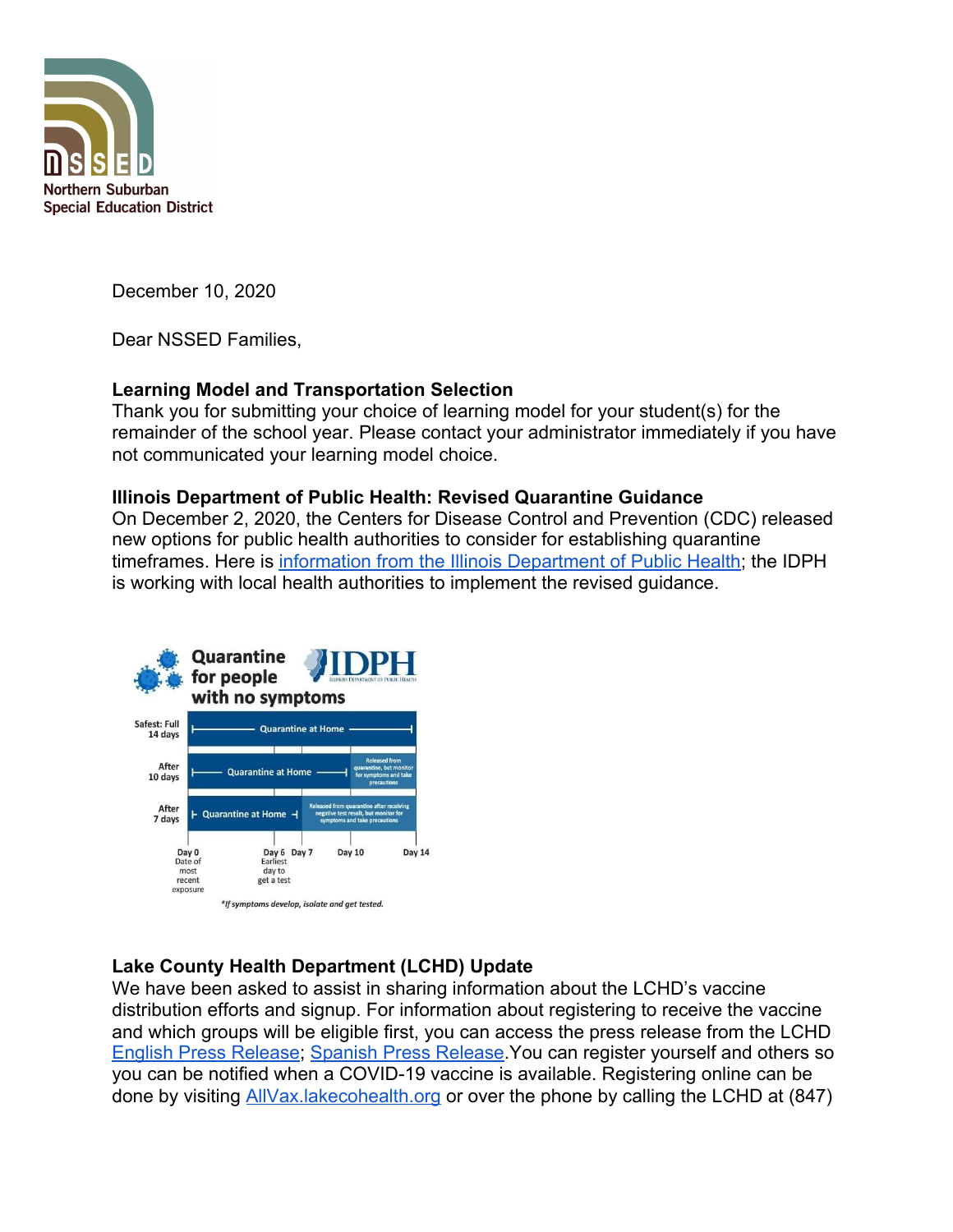NSSED
Northern Suburban
Special Education District

December 10, 2020

Dear NSSED Families,

**Learning Model and Transportation Selection**
Thank you for submitting your choice of learning model for your student(s) for the remainder of the school year. Please contact your administrator immediately if you have not communicated your learning model choice.

**Illinois Department of Public Health: Revised Quarantine Guidance**
On December 2, 2020, the Centers for Disease Control and Prevention (CDC) released new options for public health authorities to consider for establishing quarantine timeframes. Here is [information from the Illinois Department of Public Health](); the IDPH is working with local health authorities to implement the revised guidance.

Quarantine for people with no symptoms

IDPH
Illinois Department of Public Health

Safest: Full 14 days
Quarantine at Home

After 10 days
Quarantine at Home
Released from quarantine, but monitor for symptoms and take precautions

After 7 days
Quarantine at Home
Released from quarantine after receiving negative test result, but monitor for symptoms and take precautions

Day 0 Date of most recent exposure
Day 6 Earliest day to get a test
Day 7
Day 10
Day 14

*If symptoms develop, isolate and get tested.*

**Lake County Health Department (LCHD) Update**
We have been asked to assist in sharing information about the LCHD's vaccine distribution efforts and signup. For information about registering to receive the vaccine and which groups will be eligible first, you can access the press release from the LCHD [English Press Release](); [Spanish Press Release]().You can register yourself and others so you can be notified when a COVID-19 vaccine is available. Registering online can be done by visiting [AllVax.lakecohealth.org]() or over the phone by calling the LCHD at (847)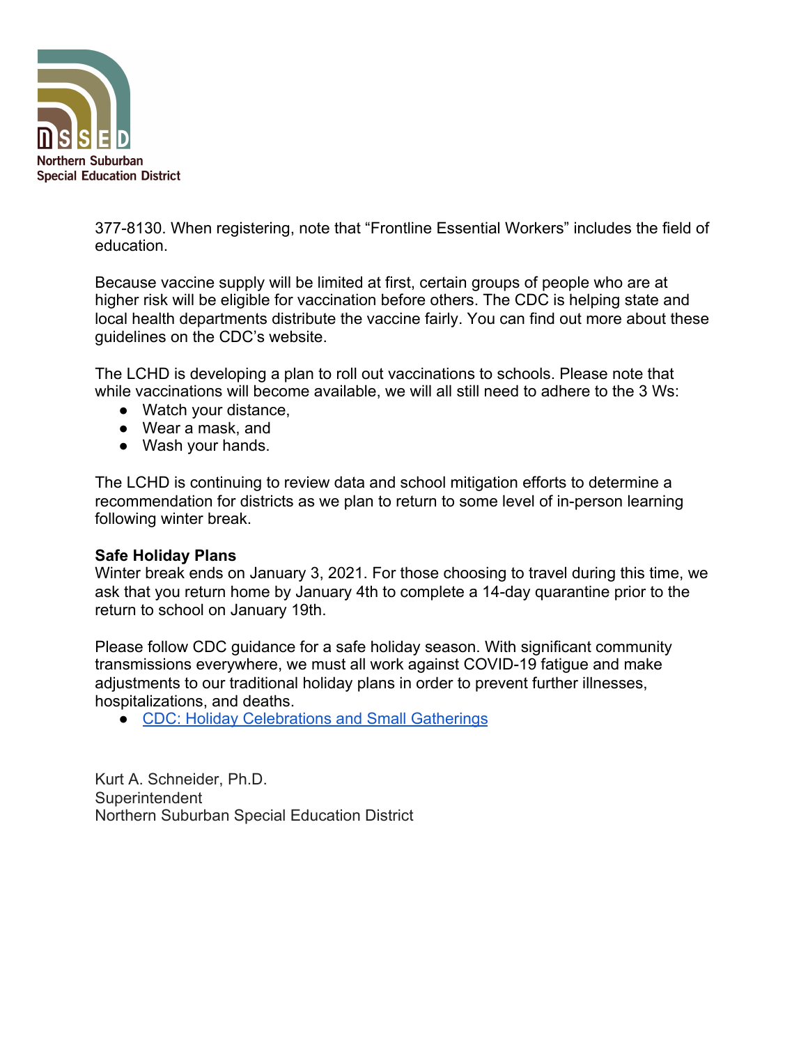377-8130. When registering, note that “Frontline Essential Workers” includes the field of education.

Because vaccine supply will be limited at first, certain groups of people who are at higher risk will be eligible for vaccination before others. The CDC is helping state and local health departments distribute the vaccine fairly. You can find out more about these guidelines on the CDC’s website.

The LCHD is developing a plan to roll out vaccinations to schools. Please note that while vaccinations will become available, we will all still need to adhere to the 3 Ws:

- Watch your distance,
- Wear a mask, and
- Wash your hands.

The LCHD is continuing to review data and school mitigation efforts to determine a recommendation for districts as we plan to return to some level of in-person learning following winter break.

**Safe Holiday Plans**
Winter break ends on January 3, 2021. For those choosing to travel during this time, we ask that you return home by January 4th to complete a 14-day quarantine prior to the return to school on January 19th.

Please follow CDC guidance for a safe holiday season. With significant community transmissions everywhere, we must all work against COVID-19 fatigue and make adjustments to our traditional holiday plans in order to prevent further illnesses, hospitalizations, and deaths.

- CDC: Holiday Celebrations and Small Gatherings

Kurt A. Schneider, Ph.D.
Superintendent
Northern Suburban Special Education District